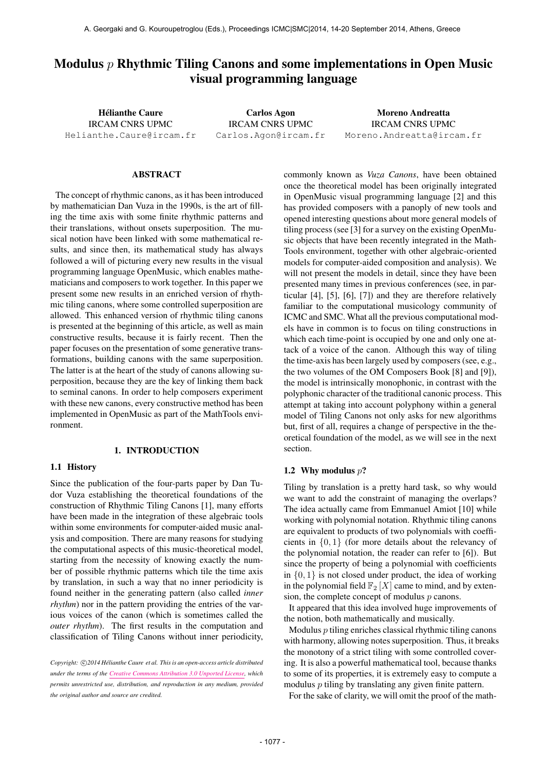# Modulus $p$ Rhythmic Tiling Canons and some implementations in Open Music visual programming language

**Hélianthe Caure**
IRCAM CNRS UPMC
Helianthe.Caure@ircam.fr

**Carlos Agon**
IRCAM CNRS UPMC
Carlos.Agon@ircam.fr

**Moreno Andreatta**
IRCAM CNRS UPMC
Moreno.Andreatta@ircam.fr

## ABSTRACT

The concept of rhythmic canons, as it has been introduced by mathematician Dan Vuza in the 1990s, is the art of filling the time axis with some finite rhythmic patterns and their translations, without onsets superposition. The musical notion have been linked with some mathematical results, and since then, its mathematical study has always followed a will of picturing every new results in the visual programming language OpenMusic, which enables mathematicians and composers to work together. In this paper we present some new results in an enriched version of rhythmic tiling canons, where some controlled superposition are allowed. This enhanced version of rhythmic tiling canons is presented at the beginning of this article, as well as main constructive results, because it is fairly recent. Then the paper focuses on the presentation of some generative transformations, building canons with the same superposition. The latter is at the heart of the study of canons allowing superposition, because they are the key of linking them back to seminal canons. In order to help composers experiment with these new canons, every constructive method has been implemented in OpenMusic as part of the MathTools environment.

## 1. INTRODUCTION

### 1.1 History

Since the publication of the four-parts paper by Dan Tudor Vuza establishing the theoretical foundations of the construction of Rhythmic Tiling Canons [1], many efforts have been made in the integration of these algebraic tools within some environments for computer-aided music analysis and composition. There are many reasons for studying the computational aspects of this music-theoretical model, starting from the necessity of knowing exactly the number of possible rhythmic patterns which tile the time axis by translation, in such a way that no inner periodicity is found neither in the generating pattern (also called *inner rhythm*) nor in the pattern providing the entries of the various voices of the canon (which is sometimes called the *outer rhythm*). The first results in the computation and classification of Tiling Canons without inner periodicity, commonly known as *Vuza Canons*, have been obtained once the theoretical model has been originally integrated in OpenMusic visual programming language [2] and this has provided composers with a panoply of new tools and opened interesting questions about more general models of tiling process (see [3] for a survey on the existing OpenMusic objects that have been recently integrated in the MathTools environment, together with other algebraic-oriented models for computer-aided composition and analysis). We will not present the models in detail, since they have been presented many times in previous conferences (see, in particular [4], [5], [6], [7]) and they are therefore relatively familiar to the computational musicology community of ICMC and SMC. What all the previous computational models have in common is to focus on tiling constructions in which each time-point is occupied by one and only one attack of a voice of the canon. Although this way of tiling the time-axis has been largely used by composers (see, e.g., the two volumes of the OM Composers Book [8] and [9]), the model is intrinsically monophonic, in contrast with the polyphonic character of the traditional canonic process. This attempt at taking into account polyphony within a general model of Tiling Canons not only asks for new algorithms but, first of all, requires a change of perspective in the theoretical foundation of the model, as we will see in the next section.

### 1.2 Why modulus $p$?

Tiling by translation is a pretty hard task, so why would we want to add the constraint of managing the overlaps? The idea actually came from Emmanuel Amiot [10] while working with polynomial notation. Rhythmic tiling canons are equivalent to products of two polynomials with coefficients in $\{0, 1\}$ (for more details about the relevancy of the polynomial notation, the reader can refer to [6]). But since the property of being a polynomial with coefficients in $\{0, 1\}$ is not closed under product, the idea of working in the polynomial field $\mathbb{F}_2[X]$ came to mind, and by extension, the complete concept of modulus $p$ canons.

It appeared that this idea involved huge improvements of the notion, both mathematically and musically.

Modulus $p$ tiling enriches classical rhythmic tiling canons with harmony, allowing notes superposition. Thus, it breaks the monotony of a strict tiling with some controlled covering. It is also a powerful mathematical tool, because thanks to some of its properties, it is extremely easy to compute a modulus $p$ tiling by translating any given finite pattern.

For the sake of clarity, we will omit the proof of the math-

*Copyright: ©2014 Hélianthe Caure et al. This is an open-access article distributed under the terms of the Creative Commons Attribution 3.0 Unported License, which permits unrestricted use, distribution, and reproduction in any medium, provided the original author and source are credited.*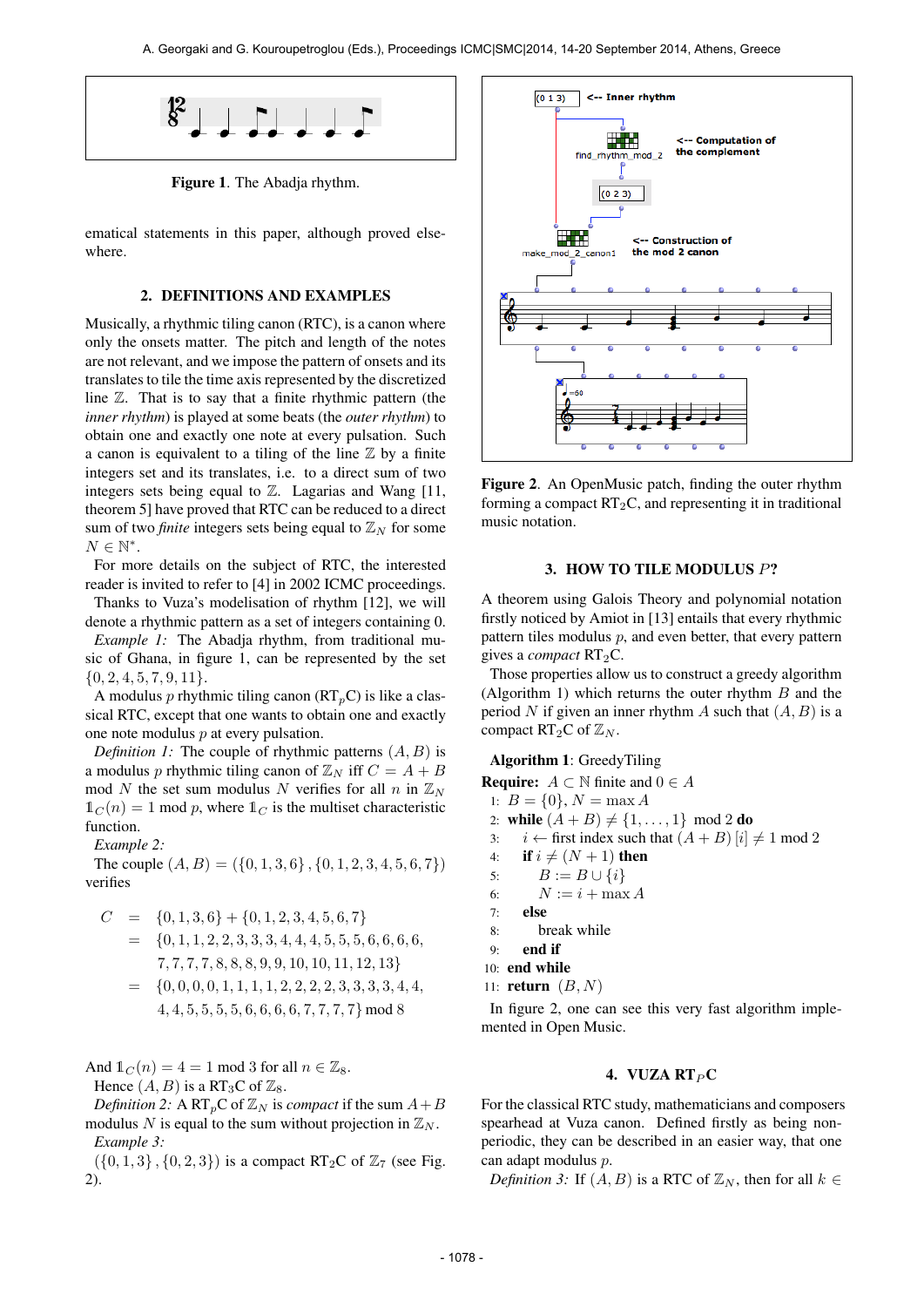**Figure 1**. The Abadja rhythm.

ematical statements in this paper, although proved elsewhere.

## 2. DEFINITIONS AND EXAMPLES

Musically, a rhythmic tiling canon (RTC), is a canon where only the onsets matter. The pitch and length of the notes are not relevant, and we impose the pattern of onsets and its translates to tile the time axis represented by the discretized line $\mathbb{Z}$. That is to say that a finite rhythmic pattern (the *inner rhythm*) is played at some beats (the *outer rhythm*) to obtain one and exactly one note at every pulsation. Such a canon is equivalent to a tiling of the line $\mathbb{Z}$ by a finite integers set and its translates, i.e. to a direct sum of two integers sets being equal to $\mathbb{Z}$. Lagarias and Wang [11, theorem 5] have proved that RTC can be reduced to a direct sum of two *finite* integers sets being equal to $\mathbb{Z}_N$ for some $N \in \mathbb{N}^*$.

For more details on the subject of RTC, the interested reader is invited to refer to [4] in 2002 ICMC proceedings.

Thanks to Vuza's modelisation of rhythm [12], we will denote a rhythmic pattern as a set of integers containing 0.

*Example 1:* The Abadja rhythm, from traditional music of Ghana, in figure 1, can be represented by the set $\{0, 2, 4, 5, 7, 9, 11\}$.

A modulus $p$ rhythmic tiling canon (RT$_p$C) is like a classical RTC, except that one wants to obtain one and exactly one note modulus $p$ at every pulsation.

*Definition 1:* The couple of rhythmic patterns $(A, B)$ is a modulus $p$ rhythmic tiling canon of $\mathbb{Z}_N$ iff $C = A + B$ mod $N$ the set sum modulus $N$ verifies for all $n$ in $\mathbb{Z}_N$ $\mathbb{1}_C(n) = 1$ mod $p$, where $\mathbb{1}_C$ is the multiset characteristic function.

*Example 2:*

The couple $(A, B) = (\{0, 1, 3, 6\}, \{0, 1, 2, 3, 4, 5, 6, 7\})$ verifies

$$
\begin{aligned}
C &= \{0,1,3,6\} + \{0,1,2,3,4,5,6,7\} \\
&= \{0,1,1,2,2,3,3,3,4,4,4,5,5,5,6,6,6,6, \\
&\quad 7,7,7,7,8,8,8,9,9,10,10,11,12,13\} \\
&= \{0,0,0,0,1,1,1,1,2,2,2,2,3,3,3,3,4,4, \\
&\quad 4,4,5,5,5,5,6,6,6,6,7,7,7,7\} \bmod 8
\end{aligned}
$$

And $\mathbb{1}_C(n) = 4 = 1$ mod 3 for all $n \in \mathbb{Z}_8$.

Hence $(A, B)$ is a RT$_3$C of $\mathbb{Z}_8$.

*Definition 2:* A RT$_p$C of $\mathbb{Z}_N$ is *compact* if the sum $A + B$ modulus $N$ is equal to the sum without projection in $\mathbb{Z}_N$.

*Example 3:*

$(\{0, 1, 3\}, \{0, 2, 3\})$ is a compact RT$_2$C of $\mathbb{Z}_7$ (see Fig. 2).

(0 1 3) <-- Inner rhythm
find_rhythm_mod_2 <-- Computation of the complement
(0 2 3)
make_mod_2_canon1 <-- Construction of the mod 2 canon

**Figure 2**. An OpenMusic patch, finding the outer rhythm forming a compact RT$_2$C, and representing it in traditional music notation.

## 3. HOW TO TILE MODULUS $P$?

A theorem using Galois Theory and polynomial notation firstly noticed by Amiot in [13] entails that every rhythmic pattern tiles modulus $p$, and even better, that every pattern gives a *compact* RT$_2$C.

Those properties allow us to construct a greedy algorithm (Algorithm 1) which returns the outer rhythm $B$ and the period $N$ if given an inner rhythm $A$ such that $(A, B)$ is a compact RT$_2$C of $\mathbb{Z}_N$.

**Algorithm 1**: GreedyTiling

**Require:** $A \subset \mathbb{N}$ finite and $0 \in A$

1: $B = \{0\}$, $N = \max A$
2: **while** $(A + B) \neq \{1, \ldots, 1\}$ mod 2 **do**
3: $\quad i \leftarrow$ first index such that $(A + B)[i] \neq 1$ mod 2
4: $\quad$ **if** $i \neq (N + 1)$ **then**
5: $\quad\quad B := B \cup \{i\}$
6: $\quad\quad N := i + \max A$
7: $\quad$ **else**
8: $\quad\quad$ break while
9: $\quad$ **end if**
10: **end while**
11: **return** $(B, N)$

In figure 2, one can see this very fast algorithm implemented in Open Music.

## 4. VUZA RT$_P$C

For the classical RTC study, mathematicians and composers spearhead at Vuza canon. Defined firstly as being non-periodic, they can be described in an easier way, that one can adapt modulus $p$.

*Definition 3:* If $(A, B)$ is a RTC of $\mathbb{Z}_N$, then for all $k \in$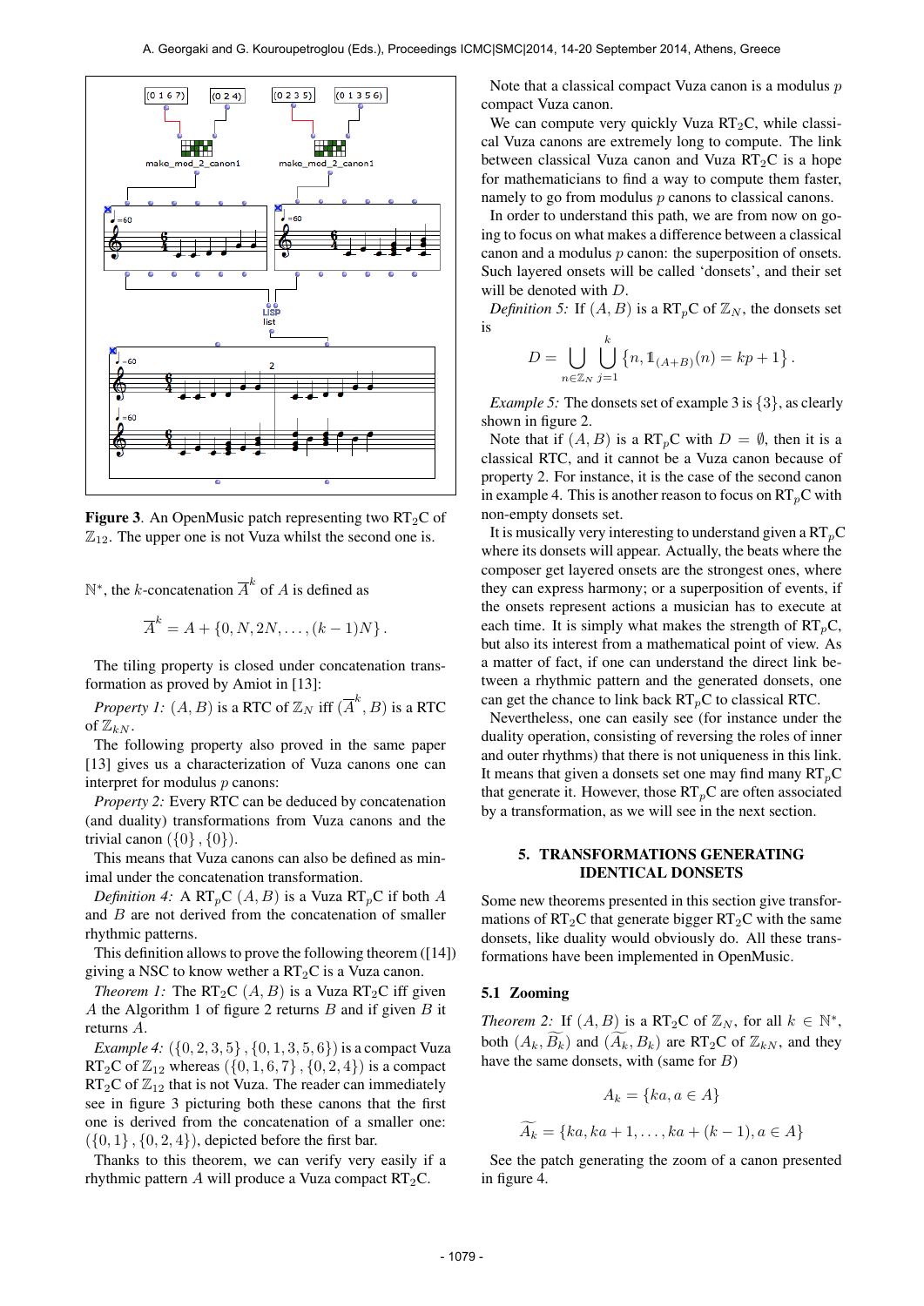Figure 3. An OpenMusic patch representing two $\mathrm{RT}_2\mathrm{C}$ of $\mathbb{Z}_{12}$. The upper one is not Vuza whilst the second one is.

$\mathbb{N}^*$, the $k$-concatenation $\overline{A}^k$ of $A$ is defined as

$$\overline{A}^k = A + \{0, N, 2N, \ldots, (k-1)N\}.$$

The tiling property is closed under concatenation transformation as proved by Amiot in [13]:

*Property 1:* $(A, B)$ is a RTC of $\mathbb{Z}_N$ iff $(\overline{A}^k, B)$ is a RTC of $\mathbb{Z}_{kN}$.

The following property also proved in the same paper [13] gives us a characterization of Vuza canons one can interpret for modulus $p$ canons:

*Property 2:* Every RTC can be deduced by concatenation (and duality) transformations from Vuza canons and the trivial canon $(\{0\}, \{0\})$.

This means that Vuza canons can also be defined as minimal under the concatenation transformation.

*Definition 4:* A $\mathrm{RT}_p\mathrm{C}$ $(A, B)$ is a Vuza $\mathrm{RT}_p\mathrm{C}$ if both $A$ and $B$ are not derived from the concatenation of smaller rhythmic patterns.

This definition allows to prove the following theorem ([14]) giving a NSC to know wether a $\mathrm{RT}_2\mathrm{C}$ is a Vuza canon.

*Theorem 1:* The $\mathrm{RT}_2\mathrm{C}$ $(A, B)$ is a Vuza $\mathrm{RT}_2\mathrm{C}$ iff given $A$ the Algorithm 1 of figure 2 returns $B$ and if given $B$ it returns $A$.

*Example 4:* $(\{0, 2, 3, 5\}, \{0, 1, 3, 5, 6\})$ is a compact Vuza $\mathrm{RT}_2\mathrm{C}$ of $\mathbb{Z}_{12}$ whereas $(\{0, 1, 6, 7\}, \{0, 2, 4\})$ is a compact $\mathrm{RT}_2\mathrm{C}$ of $\mathbb{Z}_{12}$ that is not Vuza. The reader can immediately see in figure 3 picturing both these canons that the first one is derived from the concatenation of a smaller one: $(\{0, 1\}, \{0, 2, 4\})$, depicted before the first bar.

Thanks to this theorem, we can verify very easily if a rhythmic pattern $A$ will produce a Vuza compact $\mathrm{RT}_2\mathrm{C}$.

Note that a classical compact Vuza canon is a modulus $p$ compact Vuza canon.

We can compute very quickly Vuza $\mathrm{RT}_2\mathrm{C}$, while classical Vuza canons are extremely long to compute. The link between classical Vuza canon and Vuza $\mathrm{RT}_2\mathrm{C}$ is a hope for mathematicians to find a way to compute them faster, namely to go from modulus $p$ canons to classical canons.

In order to understand this path, we are from now on going to focus on what makes a difference between a classical canon and a modulus $p$ canon: the superposition of onsets. Such layered onsets will be called 'donsets', and their set will be denoted with $D$.

*Definition 5:* If $(A, B)$ is a $\mathrm{RT}_p\mathrm{C}$ of $\mathbb{Z}_N$, the donsets set is

$$D = \bigcup_{n \in \mathbb{Z}_N} \bigcup_{j=1}^{k} \left\{ n, \mathbb{1}_{(A+B)}(n) = kp + 1 \right\}.$$

*Example 5:* The donsets set of example 3 is $\{3\}$, as clearly shown in figure 2.

Note that if $(A, B)$ is a $\mathrm{RT}_p\mathrm{C}$ with $D = \emptyset$, then it is a classical RTC, and it cannot be a Vuza canon because of property 2. For instance, it is the case of the second canon in example 4. This is another reason to focus on $\mathrm{RT}_p\mathrm{C}$ with non-empty donsets set.

It is musically very interesting to understand given a $\mathrm{RT}_p\mathrm{C}$ where its donsets will appear. Actually, the beats where the composer get layered onsets are the strongest ones, where they can express harmony; or a superposition of events, if the onsets represent actions a musician has to execute at each time. It is simply what makes the strength of $\mathrm{RT}_p\mathrm{C}$, but also its interest from a mathematical point of view. As a matter of fact, if one can understand the direct link between a rhythmic pattern and the generated donsets, one can get the chance to link back $\mathrm{RT}_p\mathrm{C}$ to classical RTC.

Nevertheless, one can easily see (for instance under the duality operation, consisting of reversing the roles of inner and outer rhythms) that there is not uniqueness in this link. It means that given a donsets set one may find many $\mathrm{RT}_p\mathrm{C}$ that generate it. However, those $\mathrm{RT}_p\mathrm{C}$ are often associated by a transformation, as we will see in the next section.

## 5. TRANSFORMATIONS GENERATING IDENTICAL DONSETS

Some new theorems presented in this section give transformations of $\mathrm{RT}_2\mathrm{C}$ that generate bigger $\mathrm{RT}_2\mathrm{C}$ with the same donsets, like duality would obviously do. All these transformations have been implemented in OpenMusic.

### 5.1 Zooming

*Theorem 2:* If $(A, B)$ is a $\mathrm{RT}_2\mathrm{C}$ of $\mathbb{Z}_N$, for all $k \in \mathbb{N}^*$, both $(A_k, \widetilde{B_k})$ and $(\widetilde{A_k}, B_k)$ are $\mathrm{RT}_2\mathrm{C}$ of $\mathbb{Z}_{kN}$, and they have the same donsets, with (same for $B$)

$$A_k = \{ka, a \in A\}$$

$$\widetilde{A_k} = \{ka, ka+1, \ldots, ka+(k-1), a \in A\}$$

See the patch generating the zoom of a canon presented in figure 4.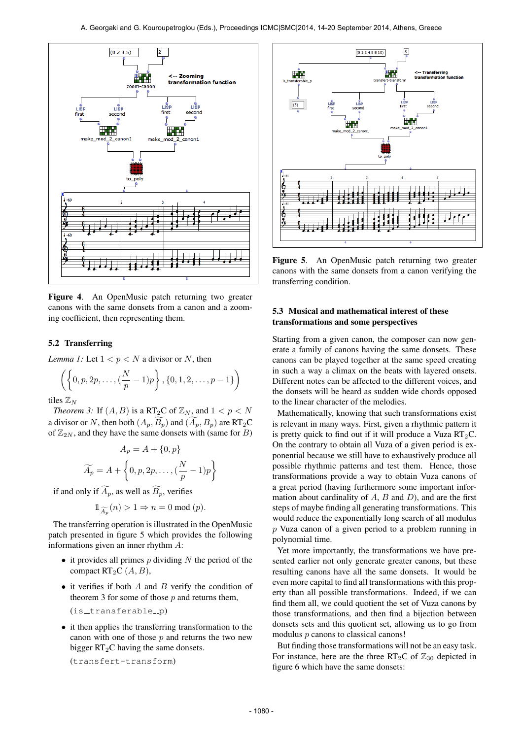Figure 4. An OpenMusic patch returning two greater canons with the same donsets from a canon and a zooming coefficient, then representing them.

### 5.2 Transferring

*Lemma 1:* Let $1 < p < N$ a divisor or $N$, then

$$\left(\left\{0, p, 2p, \ldots, (\frac{N}{p} - 1)p\right\}, \{0, 1, 2, \ldots, p-1\}\right)$$

tiles $\mathbb{Z}_N$

*Theorem 3:* If $(A, B)$ is a $\text{RT}_2\text{C}$ of $\mathbb{Z}_N$, and $1 < p < N$ a divisor or $N$, then both $(A_p, \widetilde{B_p})$ and $(\widetilde{A_p}, B_p)$ are $\text{RT}_2\text{C}$ of $\mathbb{Z}_{2N}$, and they have the same donsets with (same for $B$)

$$A_p = A + \{0, p\}$$

$$\widetilde{A_p} = A + \left\{0, p, 2p, \ldots, (\frac{N}{p} - 1)p\right\}$$

if and only if $\widetilde{A_p}$, as well as $\widetilde{B_p}$, verifies

$$\mathbb{1}_{\widetilde{A_p}}(n) > 1 \Rightarrow n = 0 \text{ mod } (p).$$

The transferring operation is illustrated in the OpenMusic patch presented in figure 5 which provides the following informations given an inner rhythm $A$:

- it provides all primes $p$ dividing $N$ the period of the compact $\text{RT}_2\text{C}$ $(A, B)$,
- it verifies if both $A$ and $B$ verify the condition of theorem 3 for some of those $p$ and returns them,

  (`is_transferable_p`)
- it then applies the transferring transformation to the canon with one of those $p$ and returns the two new bigger $\text{RT}_2\text{C}$ having the same donsets.

  (`transfert-transform`)

Figure 5. An OpenMusic patch returning two greater canons with the same donsets from a canon verifying the transferring condition.

### 5.3 Musical and mathematical interest of these transformations and some perspectives

Starting from a given canon, the composer can now generate a family of canons having the same donsets. These canons can be played together at the same speed creating in such a way a climax on the beats with layered onsets. Different notes can be affected to the different voices, and the donsets will be heard as sudden wide chords opposed to the linear character of the melodies.

Mathematically, knowing that such transformations exist is relevant in many ways. First, given a rhythmic pattern it is pretty quick to find out if it will produce a Vuza $\text{RT}_2\text{C}$. On the contrary to obtain all Vuza of a given period is exponential because we still have to exhaustively produce all possible rhythmic patterns and test them. Hence, those transformations provide a way to obtain Vuza canons of a great period (having furthermore some important information about cardinality of $A$, $B$ and $D$), and are the first steps of maybe finding all generating transformations. This would reduce the exponentially long search of all modulus $p$ Vuza canon of a given period to a problem running in polynomial time.

Yet more importantly, the transformations we have presented earlier not only generate greater canons, but these resulting canons have all the same donsets. It would be even more capital to find all transformations with this property than all possible transformations. Indeed, if we can find them all, we could quotient the set of Vuza canons by those transformations, and then find a bijection between donsets sets and this quotient set, allowing us to go from modulus $p$ canons to classical canons!

But finding those transformations will not be an easy task. For instance, here are the three $\text{RT}_2\text{C}$ of $\mathbb{Z}_{30}$ depicted in figure 6 which have the same donsets: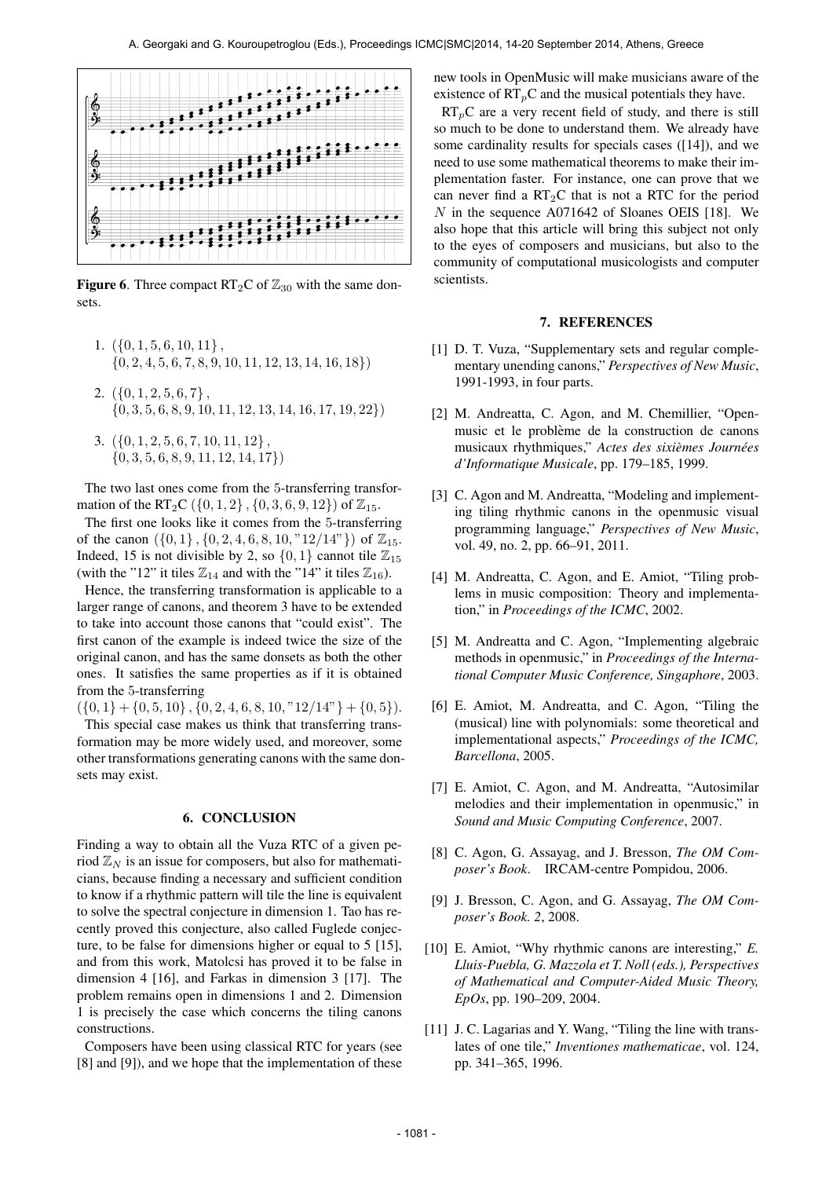Figure 6. Three compact $\mathrm{RT}_2\mathrm{C}$ of $\mathbb{Z}_{30}$ with the same donsets.

1. $(\{0, 1, 5, 6, 10, 11\},$
   $\{0, 2, 4, 5, 6, 7, 8, 9, 10, 11, 12, 13, 14, 16, 18\})$
2. $(\{0, 1, 2, 5, 6, 7\},$
   $\{0, 3, 5, 6, 8, 9, 10, 11, 12, 13, 14, 16, 17, 19, 22\})$
3. $(\{0, 1, 2, 5, 6, 7, 10, 11, 12\},$
   $\{0, 3, 5, 6, 8, 9, 11, 12, 14, 17\})$

The two last ones come from the 5-transferring transformation of the $\mathrm{RT}_2\mathrm{C}$ $(\{0, 1, 2\}, \{0, 3, 6, 9, 12\})$ of $\mathbb{Z}_{15}$.

The first one looks like it comes from the 5-transferring of the canon $(\{0, 1\}, \{0, 2, 4, 6, 8, 10, "12/14"\})$ of $\mathbb{Z}_{15}$. Indeed, 15 is not divisible by 2, so $\{0, 1\}$ cannot tile $\mathbb{Z}_{15}$ (with the "12" it tiles $\mathbb{Z}_{14}$ and with the "14" it tiles $\mathbb{Z}_{16}$).

Hence, the transferring transformation is applicable to a larger range of canons, and theorem 3 have to be extended to take into account those canons that "could exist". The first canon of the example is indeed twice the size of the original canon, and has the same donsets as both the other ones. It satisfies the same properties as if it is obtained from the 5-transferring

$(\{0, 1\} + \{0, 5, 10\}, \{0, 2, 4, 6, 8, 10, "12/14"\} + \{0, 5\})$.

This special case makes us think that transferring transformation may be more widely used, and moreover, some other transformations generating canons with the same donsets may exist.

## 6. CONCLUSION

Finding a way to obtain all the Vuza RTC of a given period $\mathbb{Z}_N$ is an issue for composers, but also for mathematicians, because finding a necessary and sufficient condition to know if a rhythmic pattern will tile the line is equivalent to solve the spectral conjecture in dimension 1. Tao has recently proved this conjecture, also called Fuglede conjecture, to be false for dimensions higher or equal to 5 [15], and from this work, Matolcsi has proved it to be false in dimension 4 [16], and Farkas in dimension 3 [17]. The problem remains open in dimensions 1 and 2. Dimension 1 is precisely the case which concerns the tiling canons constructions.

Composers have been using classical RTC for years (see [8] and [9]), and we hope that the implementation of these new tools in OpenMusic will make musicians aware of the existence of $\mathrm{RT}_p\mathrm{C}$ and the musical potentials they have.

$\mathrm{RT}_p\mathrm{C}$ are a very recent field of study, and there is still so much to be done to understand them. We already have some cardinality results for specials cases ([14]), and we need to use some mathematical theorems to make their implementation faster. For instance, one can prove that we can never find a $\mathrm{RT}_2\mathrm{C}$ that is not a RTC for the period $N$ in the sequence A071642 of Sloanes OEIS [18]. We also hope that this article will bring this subject not only to the eyes of composers and musicians, but also to the community of computational musicologists and computer scientists.

## 7. REFERENCES

[1] D. T. Vuza, "Supplementary sets and regular complementary unending canons," *Perspectives of New Music*, 1991-1993, in four parts.

[2] M. Andreatta, C. Agon, and M. Chemillier, "Openmusic et le problème de la construction de canons musicaux rhythmiques," *Actes des sixièmes Journées d'Informatique Musicale*, pp. 179–185, 1999.

[3] C. Agon and M. Andreatta, "Modeling and implementing tiling rhythmic canons in the openmusic visual programming language," *Perspectives of New Music*, vol. 49, no. 2, pp. 66–91, 2011.

[4] M. Andreatta, C. Agon, and E. Amiot, "Tiling problems in music composition: Theory and implementation," in *Proceedings of the ICMC*, 2002.

[5] M. Andreatta and C. Agon, "Implementing algebraic methods in openmusic," in *Proceedings of the International Computer Music Conference, Singaphore*, 2003.

[6] E. Amiot, M. Andreatta, and C. Agon, "Tiling the (musical) line with polynomials: some theoretical and implementational aspects," *Proceedings of the ICMC, Barcellona*, 2005.

[7] E. Amiot, C. Agon, and M. Andreatta, "Autosimilar melodies and their implementation in openmusic," in *Sound and Music Computing Conference*, 2007.

[8] C. Agon, G. Assayag, and J. Bresson, *The OM Composer's Book*. IRCAM-centre Pompidou, 2006.

[9] J. Bresson, C. Agon, and G. Assayag, *The OM Composer's Book. 2*, 2008.

[10] E. Amiot, "Why rhythmic canons are interesting," *E. Lluis-Puebla, G. Mazzola et T. Noll (eds.), Perspectives of Mathematical and Computer-Aided Music Theory, EpOs*, pp. 190–209, 2004.

[11] J. C. Lagarias and Y. Wang, "Tiling the line with translates of one tile," *Inventiones mathematicae*, vol. 124, pp. 341–365, 1996.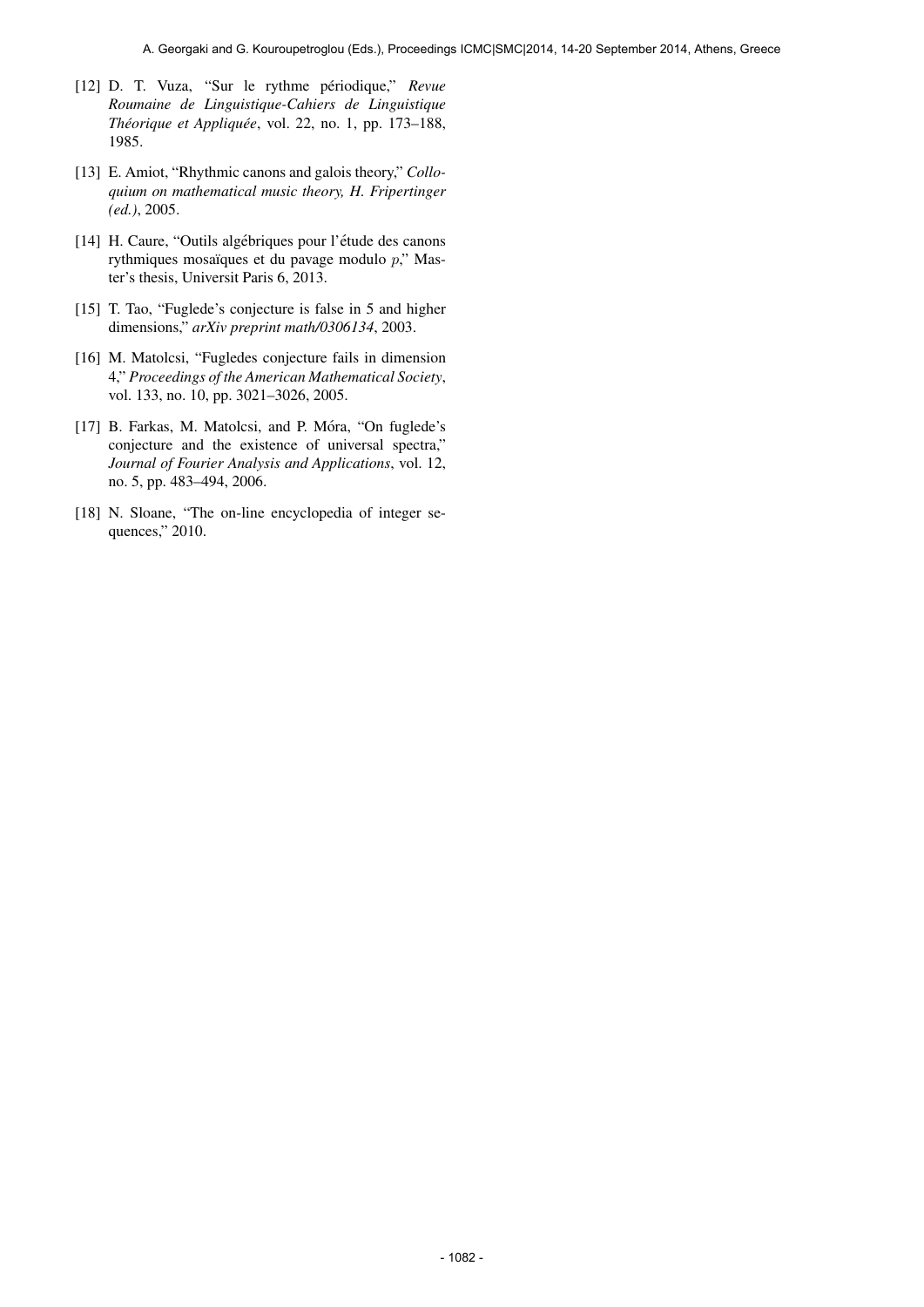[12] D. T. Vuza, "Sur le rythme périodique," *Revue Roumaine de Linguistique-Cahiers de Linguistique Théorique et Appliquée*, vol. 22, no. 1, pp. 173–188, 1985.

[13] E. Amiot, "Rhythmic canons and galois theory," *Colloquium on mathematical music theory, H. Fripertinger (ed.)*, 2005.

[14] H. Caure, "Outils algébriques pour l'étude des canons rythmiques mosaïques et du pavage modulo $p$," Master's thesis, Universit Paris 6, 2013.

[15] T. Tao, "Fuglede's conjecture is false in 5 and higher dimensions," *arXiv preprint math/0306134*, 2003.

[16] M. Matolcsi, "Fugledes conjecture fails in dimension 4," *Proceedings of the American Mathematical Society*, vol. 133, no. 10, pp. 3021–3026, 2005.

[17] B. Farkas, M. Matolcsi, and P. Móra, "On fuglede's conjecture and the existence of universal spectra," *Journal of Fourier Analysis and Applications*, vol. 12, no. 5, pp. 483–494, 2006.

[18] N. Sloane, "The on-line encyclopedia of integer sequences," 2010.